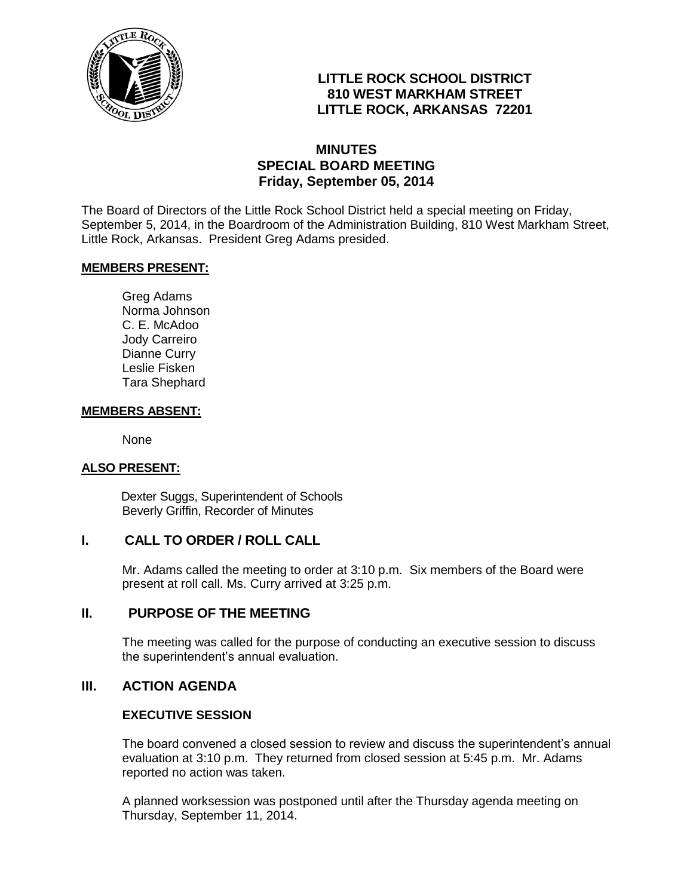# LITTLE ROCK SCHOOL DISTRICT
## 810 WEST MARKHAM STREET
## LITTLE ROCK, ARKANSAS 72201

# MINUTES
## SPECIAL BOARD MEETING
## Friday, September 05, 2014

The Board of Directors of the Little Rock School District held a special meeting on Friday, September 5, 2014, in the Boardroom of the Administration Building, 810 West Markham Street, Little Rock, Arkansas. President Greg Adams presided.

**MEMBERS PRESENT:**

Greg Adams
Norma Johnson
C. E. McAdoo
Jody Carreiro
Dianne Curry
Leslie Fisken
Tara Shephard

**MEMBERS ABSENT:**

None

**ALSO PRESENT:**

Dexter Suggs, Superintendent of Schools
Beverly Griffin, Recorder of Minutes

## I. CALL TO ORDER / ROLL CALL

Mr. Adams called the meeting to order at 3:10 p.m. Six members of the Board were present at roll call. Ms. Curry arrived at 3:25 p.m.

## II. PURPOSE OF THE MEETING

The meeting was called for the purpose of conducting an executive session to discuss the superintendent's annual evaluation.

## III. ACTION AGENDA

### EXECUTIVE SESSION

The board convened a closed session to review and discuss the superintendent's annual evaluation at 3:10 p.m. They returned from closed session at 5:45 p.m. Mr. Adams reported no action was taken.

A planned worksession was postponed until after the Thursday agenda meeting on Thursday, September 11, 2014.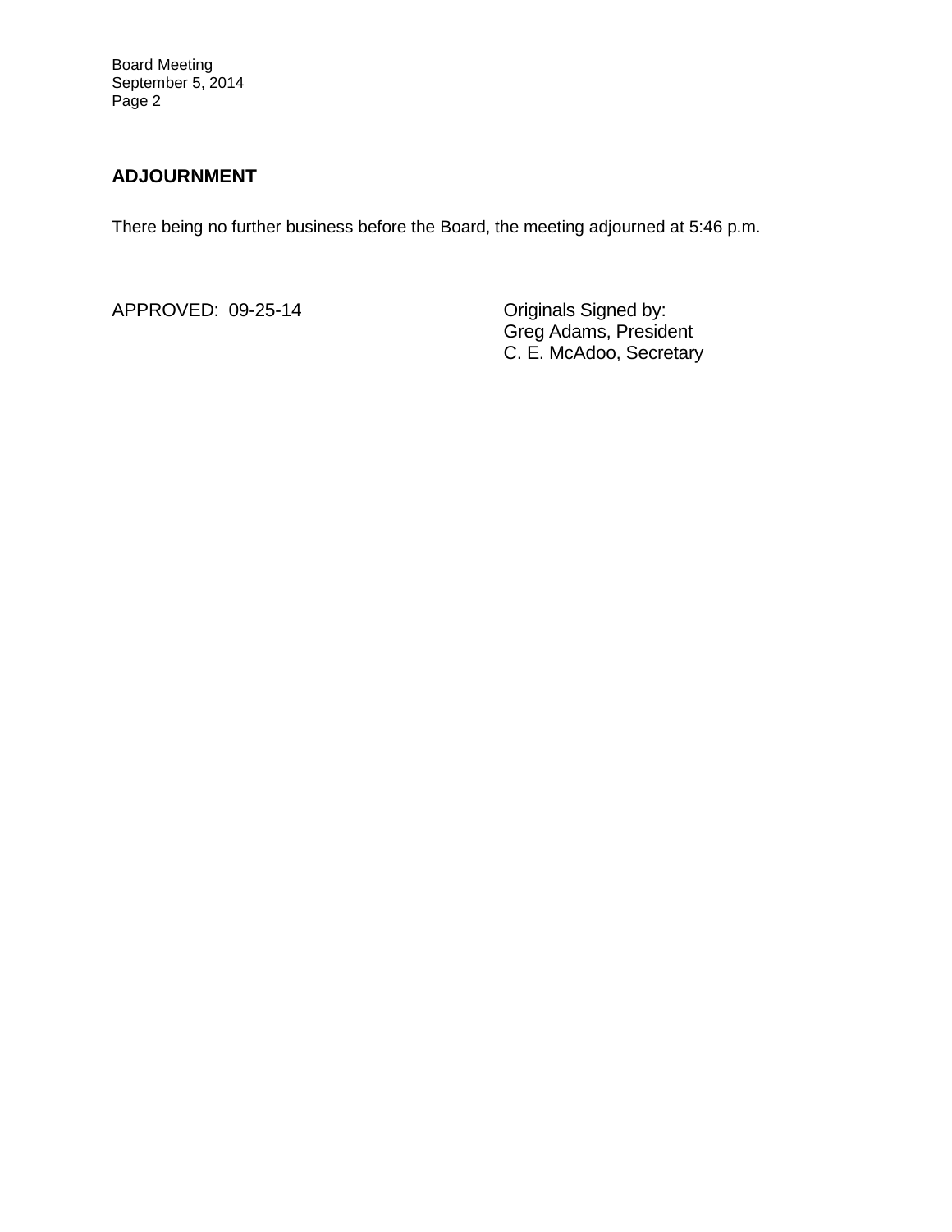## ADJOURNMENT

There being no further business before the Board, the meeting adjourned at 5:46 p.m.

APPROVED: 09-25-14

Originals Signed by:
Greg Adams, President
C. E. McAdoo, Secretary